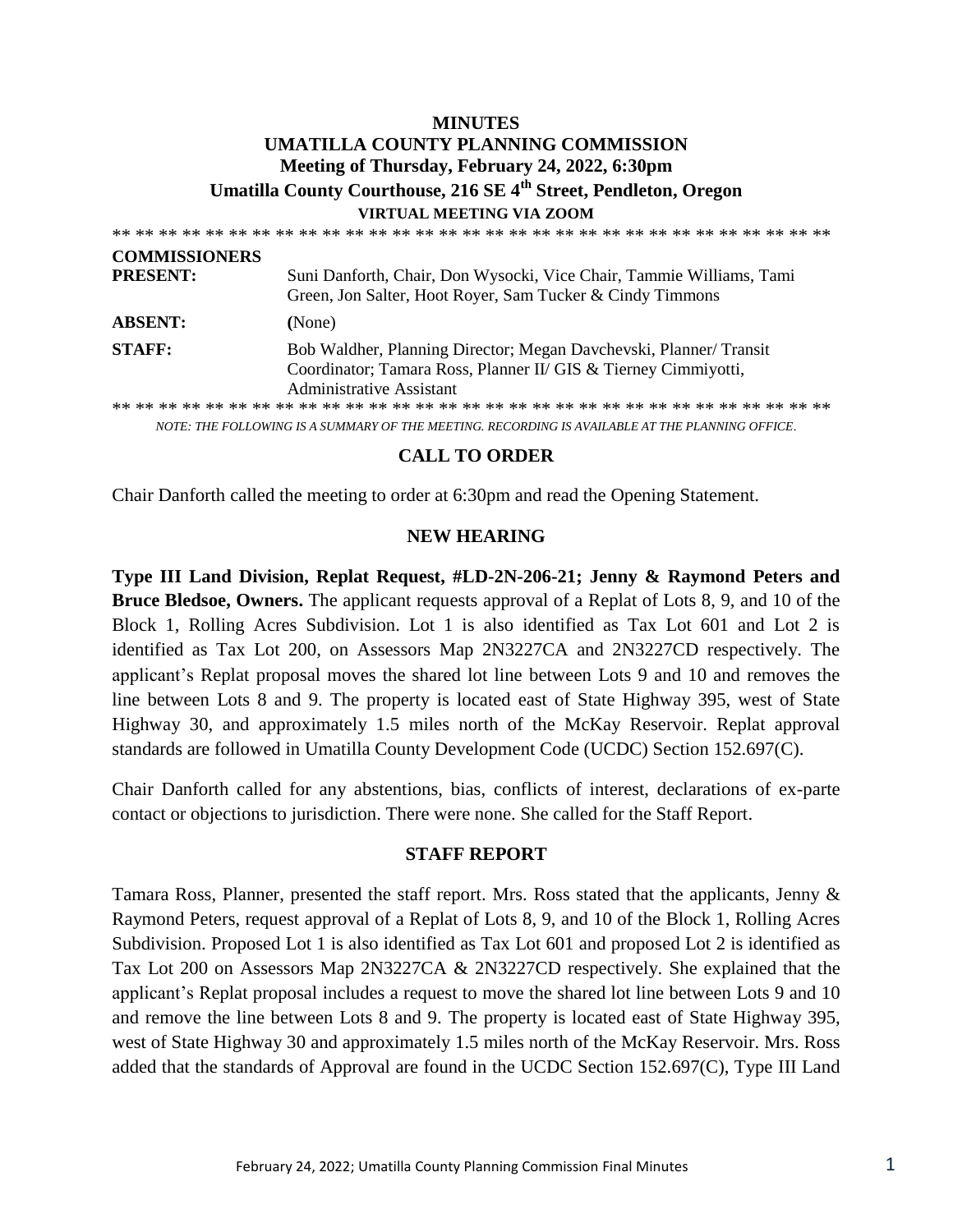**MINUTES**

**UMATILLA COUNTY PLANNING COMMISSION**

**Meeting of Thursday, February 24, 2022, 6:30pm**

**Umatilla County Courthouse, 216 SE 4th Street, Pendleton, Oregon**

**VIRTUAL MEETING VIA ZOOM**

** ** ** ** ** ** ** ** ** ** ** ** ** ** ** ** ** ** ** ** ** ** ** ** ** ** ** ** ** ** ** ** ** **

| | |
|---|---|
| **COMMISSIONERS PRESENT:** | Suni Danforth, Chair, Don Wysocki, Vice Chair, Tammie Williams, Tami Green, Jon Salter, Hoot Royer, Sam Tucker & Cindy Timmons |
| **ABSENT:** | (None) |
| **STAFF:** | Bob Waldher, Planning Director; Megan Davchevski, Planner/ Transit Coordinator; Tamara Ross, Planner II/ GIS & Tierney Cimmiyotti, Administrative Assistant |

** ** ** ** ** ** ** ** ** ** ** ** ** ** ** ** ** ** ** ** ** ** ** ** ** ** ** ** ** ** ** ** ** **

*NOTE: THE FOLLOWING IS A SUMMARY OF THE MEETING. RECORDING IS AVAILABLE AT THE PLANNING OFFICE.*

## CALL TO ORDER

Chair Danforth called the meeting to order at 6:30pm and read the Opening Statement.

## NEW HEARING

**Type III Land Division, Replat Request, #LD-2N-206-21; Jenny & Raymond Peters and Bruce Bledsoe, Owners.** The applicant requests approval of a Replat of Lots 8, 9, and 10 of the Block 1, Rolling Acres Subdivision. Lot 1 is also identified as Tax Lot 601 and Lot 2 is identified as Tax Lot 200, on Assessors Map 2N3227CA and 2N3227CD respectively. The applicant's Replat proposal moves the shared lot line between Lots 9 and 10 and removes the line between Lots 8 and 9. The property is located east of State Highway 395, west of State Highway 30, and approximately 1.5 miles north of the McKay Reservoir. Replat approval standards are followed in Umatilla County Development Code (UCDC) Section 152.697(C).

Chair Danforth called for any abstentions, bias, conflicts of interest, declarations of ex-parte contact or objections to jurisdiction. There were none. She called for the Staff Report.

## STAFF REPORT

Tamara Ross, Planner, presented the staff report. Mrs. Ross stated that the applicants, Jenny & Raymond Peters, request approval of a Replat of Lots 8, 9, and 10 of the Block 1, Rolling Acres Subdivision. Proposed Lot 1 is also identified as Tax Lot 601 and proposed Lot 2 is identified as Tax Lot 200 on Assessors Map 2N3227CA & 2N3227CD respectively. She explained that the applicant's Replat proposal includes a request to move the shared lot line between Lots 9 and 10 and remove the line between Lots 8 and 9. The property is located east of State Highway 395, west of State Highway 30 and approximately 1.5 miles north of the McKay Reservoir. Mrs. Ross added that the standards of Approval are found in the UCDC Section 152.697(C), Type III Land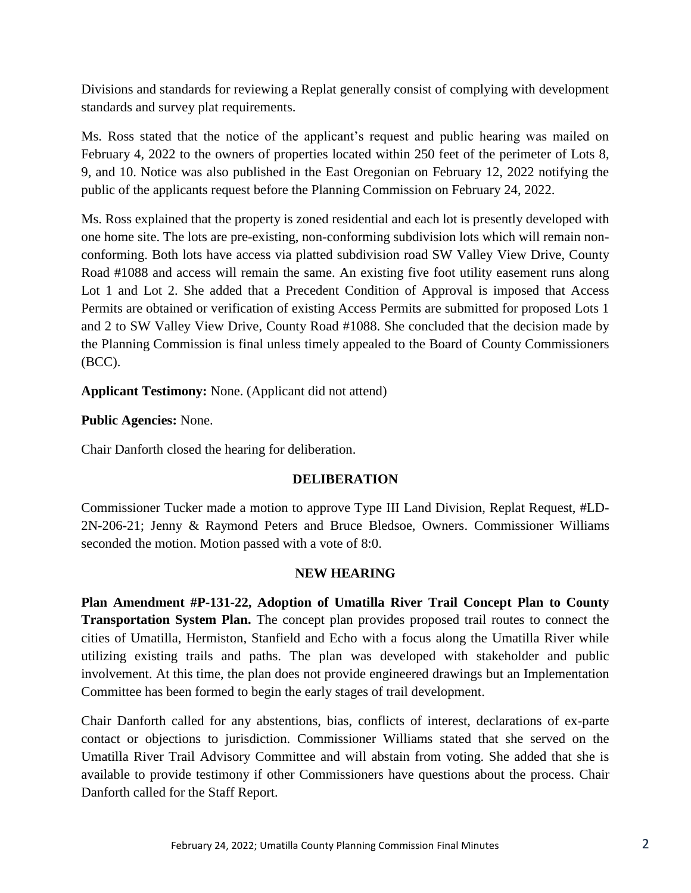Divisions and standards for reviewing a Replat generally consist of complying with development standards and survey plat requirements.

Ms. Ross stated that the notice of the applicant's request and public hearing was mailed on February 4, 2022 to the owners of properties located within 250 feet of the perimeter of Lots 8, 9, and 10. Notice was also published in the East Oregonian on February 12, 2022 notifying the public of the applicants request before the Planning Commission on February 24, 2022.

Ms. Ross explained that the property is zoned residential and each lot is presently developed with one home site. The lots are pre-existing, non-conforming subdivision lots which will remain non-conforming. Both lots have access via platted subdivision road SW Valley View Drive, County Road #1088 and access will remain the same. An existing five foot utility easement runs along Lot 1 and Lot 2. She added that a Precedent Condition of Approval is imposed that Access Permits are obtained or verification of existing Access Permits are submitted for proposed Lots 1 and 2 to SW Valley View Drive, County Road #1088. She concluded that the decision made by the Planning Commission is final unless timely appealed to the Board of County Commissioners (BCC).

**Applicant Testimony:** None. (Applicant did not attend)

**Public Agencies:** None.

Chair Danforth closed the hearing for deliberation.

## DELIBERATION

Commissioner Tucker made a motion to approve Type III Land Division, Replat Request, #LD-2N-206-21; Jenny & Raymond Peters and Bruce Bledsoe, Owners. Commissioner Williams seconded the motion. Motion passed with a vote of 8:0.

## NEW HEARING

**Plan Amendment #P-131-22, Adoption of Umatilla River Trail Concept Plan to County Transportation System Plan.** The concept plan provides proposed trail routes to connect the cities of Umatilla, Hermiston, Stanfield and Echo with a focus along the Umatilla River while utilizing existing trails and paths. The plan was developed with stakeholder and public involvement. At this time, the plan does not provide engineered drawings but an Implementation Committee has been formed to begin the early stages of trail development.

Chair Danforth called for any abstentions, bias, conflicts of interest, declarations of ex-parte contact or objections to jurisdiction. Commissioner Williams stated that she served on the Umatilla River Trail Advisory Committee and will abstain from voting. She added that she is available to provide testimony if other Commissioners have questions about the process. Chair Danforth called for the Staff Report.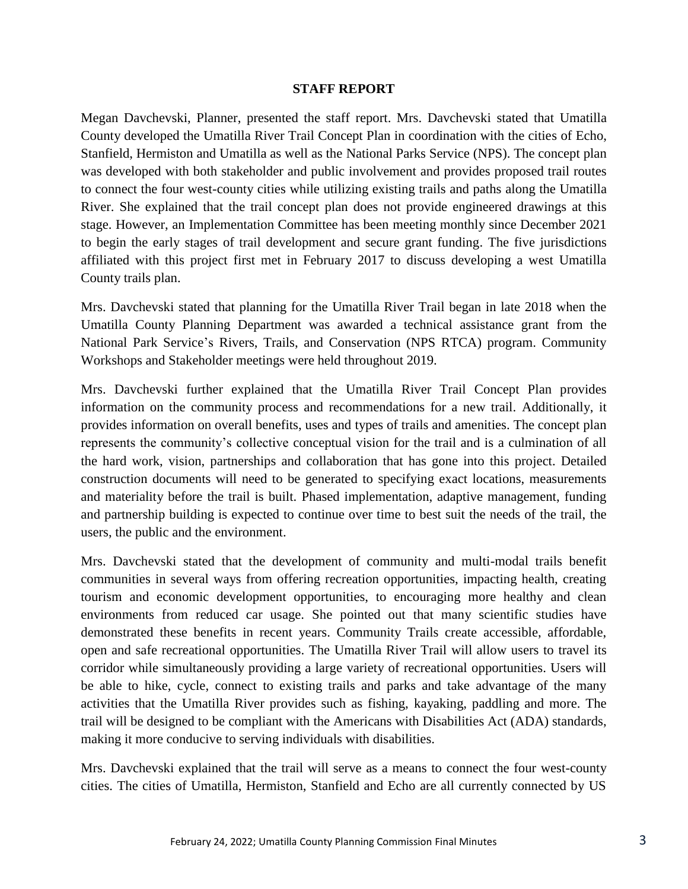## STAFF REPORT

Megan Davchevski, Planner, presented the staff report. Mrs. Davchevski stated that Umatilla County developed the Umatilla River Trail Concept Plan in coordination with the cities of Echo, Stanfield, Hermiston and Umatilla as well as the National Parks Service (NPS). The concept plan was developed with both stakeholder and public involvement and provides proposed trail routes to connect the four west-county cities while utilizing existing trails and paths along the Umatilla River. She explained that the trail concept plan does not provide engineered drawings at this stage. However, an Implementation Committee has been meeting monthly since December 2021 to begin the early stages of trail development and secure grant funding. The five jurisdictions affiliated with this project first met in February 2017 to discuss developing a west Umatilla County trails plan.

Mrs. Davchevski stated that planning for the Umatilla River Trail began in late 2018 when the Umatilla County Planning Department was awarded a technical assistance grant from the National Park Service's Rivers, Trails, and Conservation (NPS RTCA) program. Community Workshops and Stakeholder meetings were held throughout 2019.

Mrs. Davchevski further explained that the Umatilla River Trail Concept Plan provides information on the community process and recommendations for a new trail. Additionally, it provides information on overall benefits, uses and types of trails and amenities. The concept plan represents the community's collective conceptual vision for the trail and is a culmination of all the hard work, vision, partnerships and collaboration that has gone into this project. Detailed construction documents will need to be generated to specifying exact locations, measurements and materiality before the trail is built. Phased implementation, adaptive management, funding and partnership building is expected to continue over time to best suit the needs of the trail, the users, the public and the environment.

Mrs. Davchevski stated that the development of community and multi-modal trails benefit communities in several ways from offering recreation opportunities, impacting health, creating tourism and economic development opportunities, to encouraging more healthy and clean environments from reduced car usage. She pointed out that many scientific studies have demonstrated these benefits in recent years. Community Trails create accessible, affordable, open and safe recreational opportunities. The Umatilla River Trail will allow users to travel its corridor while simultaneously providing a large variety of recreational opportunities. Users will be able to hike, cycle, connect to existing trails and parks and take advantage of the many activities that the Umatilla River provides such as fishing, kayaking, paddling and more. The trail will be designed to be compliant with the Americans with Disabilities Act (ADA) standards, making it more conducive to serving individuals with disabilities.

Mrs. Davchevski explained that the trail will serve as a means to connect the four west-county cities. The cities of Umatilla, Hermiston, Stanfield and Echo are all currently connected by US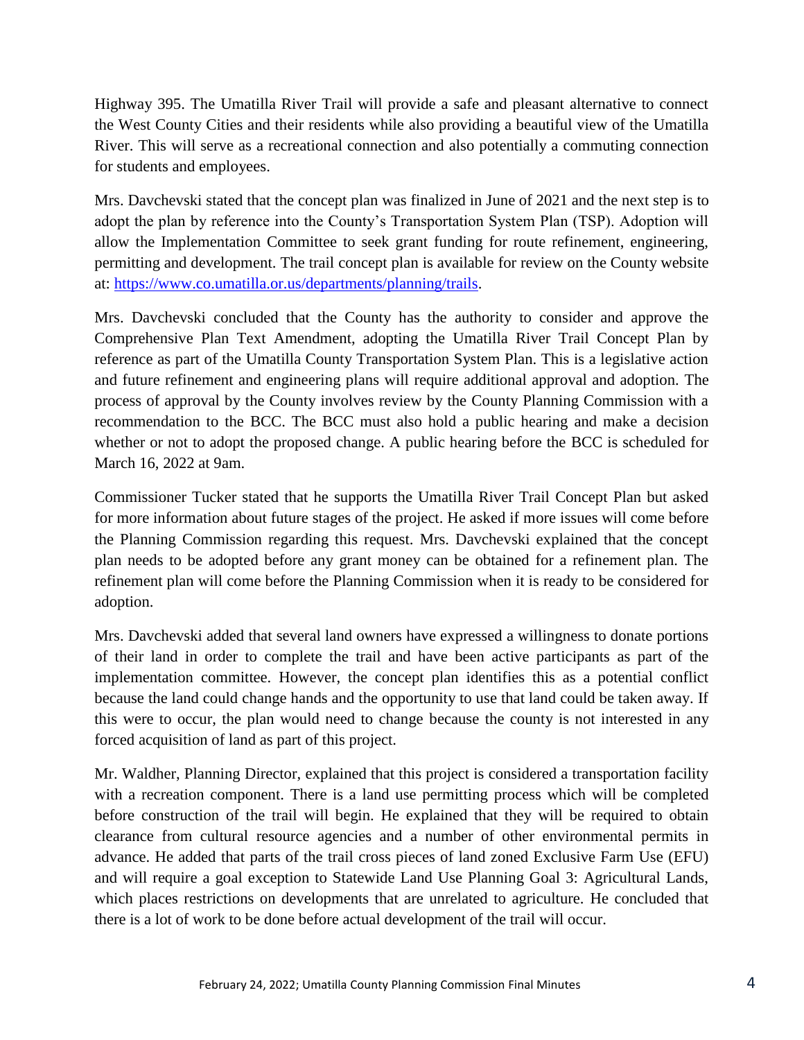Highway 395. The Umatilla River Trail will provide a safe and pleasant alternative to connect the West County Cities and their residents while also providing a beautiful view of the Umatilla River. This will serve as a recreational connection and also potentially a commuting connection for students and employees.

Mrs. Davchevski stated that the concept plan was finalized in June of 2021 and the next step is to adopt the plan by reference into the County's Transportation System Plan (TSP). Adoption will allow the Implementation Committee to seek grant funding for route refinement, engineering, permitting and development. The trail concept plan is available for review on the County website at: [https://www.co.umatilla.or.us/departments/planning/trails](https://www.co.umatilla.or.us/departments/planning/trails).

Mrs. Davchevski concluded that the County has the authority to consider and approve the Comprehensive Plan Text Amendment, adopting the Umatilla River Trail Concept Plan by reference as part of the Umatilla County Transportation System Plan. This is a legislative action and future refinement and engineering plans will require additional approval and adoption. The process of approval by the County involves review by the County Planning Commission with a recommendation to the BCC. The BCC must also hold a public hearing and make a decision whether or not to adopt the proposed change. A public hearing before the BCC is scheduled for March 16, 2022 at 9am.

Commissioner Tucker stated that he supports the Umatilla River Trail Concept Plan but asked for more information about future stages of the project. He asked if more issues will come before the Planning Commission regarding this request. Mrs. Davchevski explained that the concept plan needs to be adopted before any grant money can be obtained for a refinement plan. The refinement plan will come before the Planning Commission when it is ready to be considered for adoption.

Mrs. Davchevski added that several land owners have expressed a willingness to donate portions of their land in order to complete the trail and have been active participants as part of the implementation committee. However, the concept plan identifies this as a potential conflict because the land could change hands and the opportunity to use that land could be taken away. If this were to occur, the plan would need to change because the county is not interested in any forced acquisition of land as part of this project.

Mr. Waldher, Planning Director, explained that this project is considered a transportation facility with a recreation component. There is a land use permitting process which will be completed before construction of the trail will begin. He explained that they will be required to obtain clearance from cultural resource agencies and a number of other environmental permits in advance. He added that parts of the trail cross pieces of land zoned Exclusive Farm Use (EFU) and will require a goal exception to Statewide Land Use Planning Goal 3: Agricultural Lands, which places restrictions on developments that are unrelated to agriculture. He concluded that there is a lot of work to be done before actual development of the trail will occur.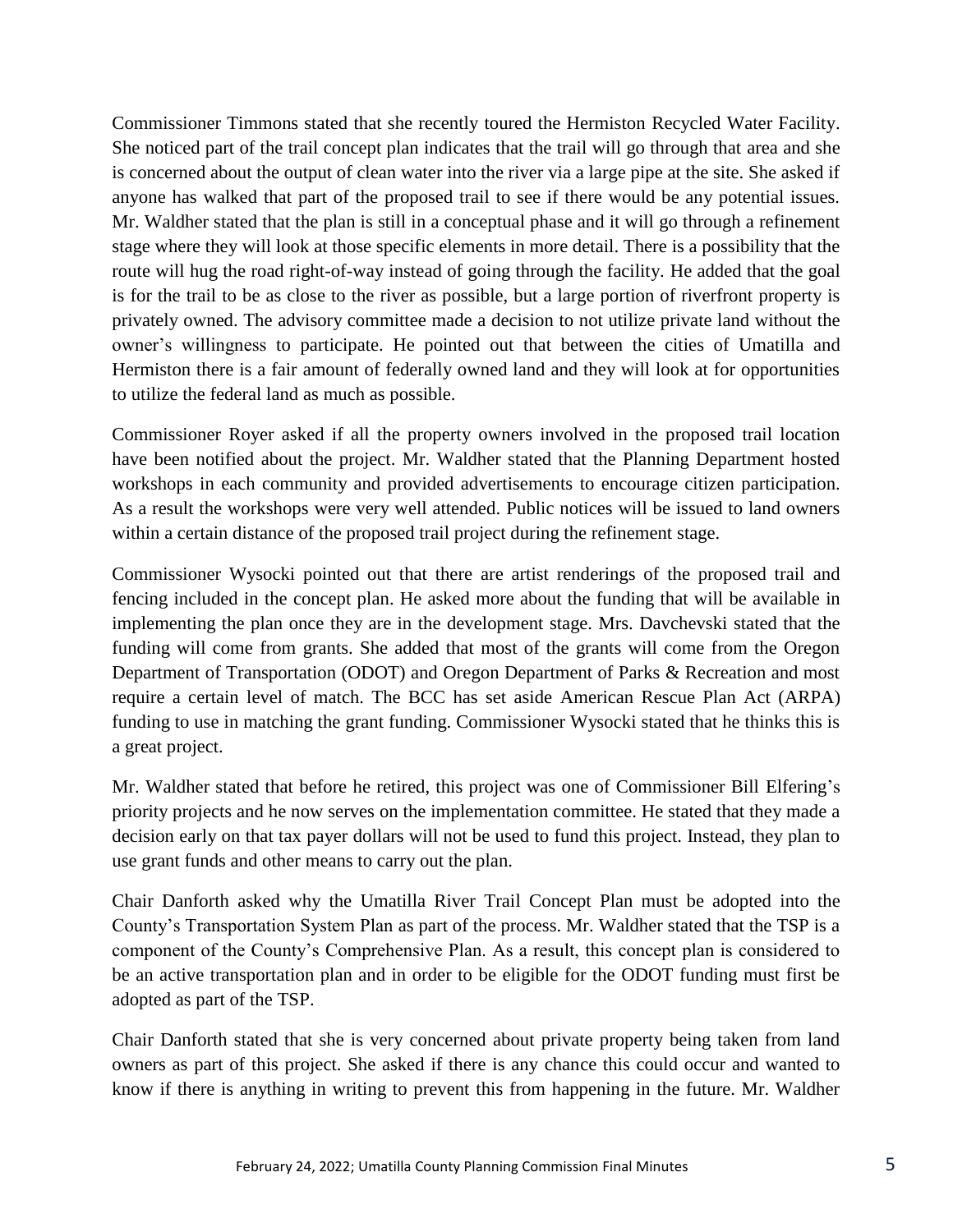Commissioner Timmons stated that she recently toured the Hermiston Recycled Water Facility. She noticed part of the trail concept plan indicates that the trail will go through that area and she is concerned about the output of clean water into the river via a large pipe at the site. She asked if anyone has walked that part of the proposed trail to see if there would be any potential issues. Mr. Waldher stated that the plan is still in a conceptual phase and it will go through a refinement stage where they will look at those specific elements in more detail. There is a possibility that the route will hug the road right-of-way instead of going through the facility. He added that the goal is for the trail to be as close to the river as possible, but a large portion of riverfront property is privately owned. The advisory committee made a decision to not utilize private land without the owner's willingness to participate. He pointed out that between the cities of Umatilla and Hermiston there is a fair amount of federally owned land and they will look at for opportunities to utilize the federal land as much as possible.

Commissioner Royer asked if all the property owners involved in the proposed trail location have been notified about the project. Mr. Waldher stated that the Planning Department hosted workshops in each community and provided advertisements to encourage citizen participation. As a result the workshops were very well attended. Public notices will be issued to land owners within a certain distance of the proposed trail project during the refinement stage.

Commissioner Wysocki pointed out that there are artist renderings of the proposed trail and fencing included in the concept plan. He asked more about the funding that will be available in implementing the plan once they are in the development stage. Mrs. Davchevski stated that the funding will come from grants. She added that most of the grants will come from the Oregon Department of Transportation (ODOT) and Oregon Department of Parks & Recreation and most require a certain level of match. The BCC has set aside American Rescue Plan Act (ARPA) funding to use in matching the grant funding. Commissioner Wysocki stated that he thinks this is a great project.

Mr. Waldher stated that before he retired, this project was one of Commissioner Bill Elfering's priority projects and he now serves on the implementation committee. He stated that they made a decision early on that tax payer dollars will not be used to fund this project. Instead, they plan to use grant funds and other means to carry out the plan.

Chair Danforth asked why the Umatilla River Trail Concept Plan must be adopted into the County's Transportation System Plan as part of the process. Mr. Waldher stated that the TSP is a component of the County's Comprehensive Plan. As a result, this concept plan is considered to be an active transportation plan and in order to be eligible for the ODOT funding must first be adopted as part of the TSP.

Chair Danforth stated that she is very concerned about private property being taken from land owners as part of this project. She asked if there is any chance this could occur and wanted to know if there is anything in writing to prevent this from happening in the future. Mr. Waldher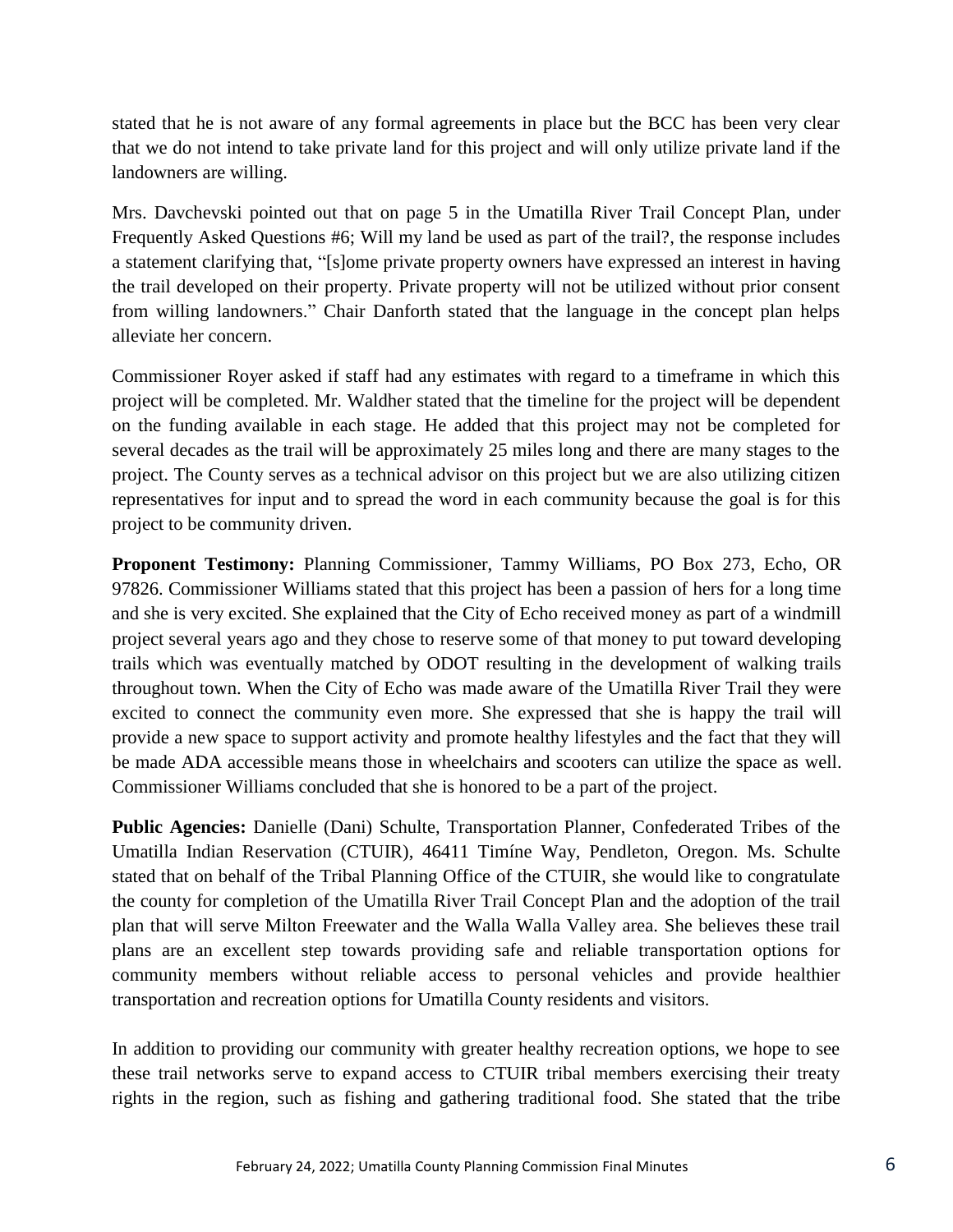stated that he is not aware of any formal agreements in place but the BCC has been very clear that we do not intend to take private land for this project and will only utilize private land if the landowners are willing.

Mrs. Davchevski pointed out that on page 5 in the Umatilla River Trail Concept Plan, under Frequently Asked Questions #6; Will my land be used as part of the trail?, the response includes a statement clarifying that, "[s]ome private property owners have expressed an interest in having the trail developed on their property. Private property will not be utilized without prior consent from willing landowners." Chair Danforth stated that the language in the concept plan helps alleviate her concern.

Commissioner Royer asked if staff had any estimates with regard to a timeframe in which this project will be completed. Mr. Waldher stated that the timeline for the project will be dependent on the funding available in each stage. He added that this project may not be completed for several decades as the trail will be approximately 25 miles long and there are many stages to the project. The County serves as a technical advisor on this project but we are also utilizing citizen representatives for input and to spread the word in each community because the goal is for this project to be community driven.

**Proponent Testimony:** Planning Commissioner, Tammy Williams, PO Box 273, Echo, OR 97826. Commissioner Williams stated that this project has been a passion of hers for a long time and she is very excited. She explained that the City of Echo received money as part of a windmill project several years ago and they chose to reserve some of that money to put toward developing trails which was eventually matched by ODOT resulting in the development of walking trails throughout town. When the City of Echo was made aware of the Umatilla River Trail they were excited to connect the community even more. She expressed that she is happy the trail will provide a new space to support activity and promote healthy lifestyles and the fact that they will be made ADA accessible means those in wheelchairs and scooters can utilize the space as well. Commissioner Williams concluded that she is honored to be a part of the project.

**Public Agencies:** Danielle (Dani) Schulte, Transportation Planner, Confederated Tribes of the Umatilla Indian Reservation (CTUIR), 46411 Timíne Way, Pendleton, Oregon. Ms. Schulte stated that on behalf of the Tribal Planning Office of the CTUIR, she would like to congratulate the county for completion of the Umatilla River Trail Concept Plan and the adoption of the trail plan that will serve Milton Freewater and the Walla Walla Valley area. She believes these trail plans are an excellent step towards providing safe and reliable transportation options for community members without reliable access to personal vehicles and provide healthier transportation and recreation options for Umatilla County residents and visitors.

In addition to providing our community with greater healthy recreation options, we hope to see these trail networks serve to expand access to CTUIR tribal members exercising their treaty rights in the region, such as fishing and gathering traditional food. She stated that the tribe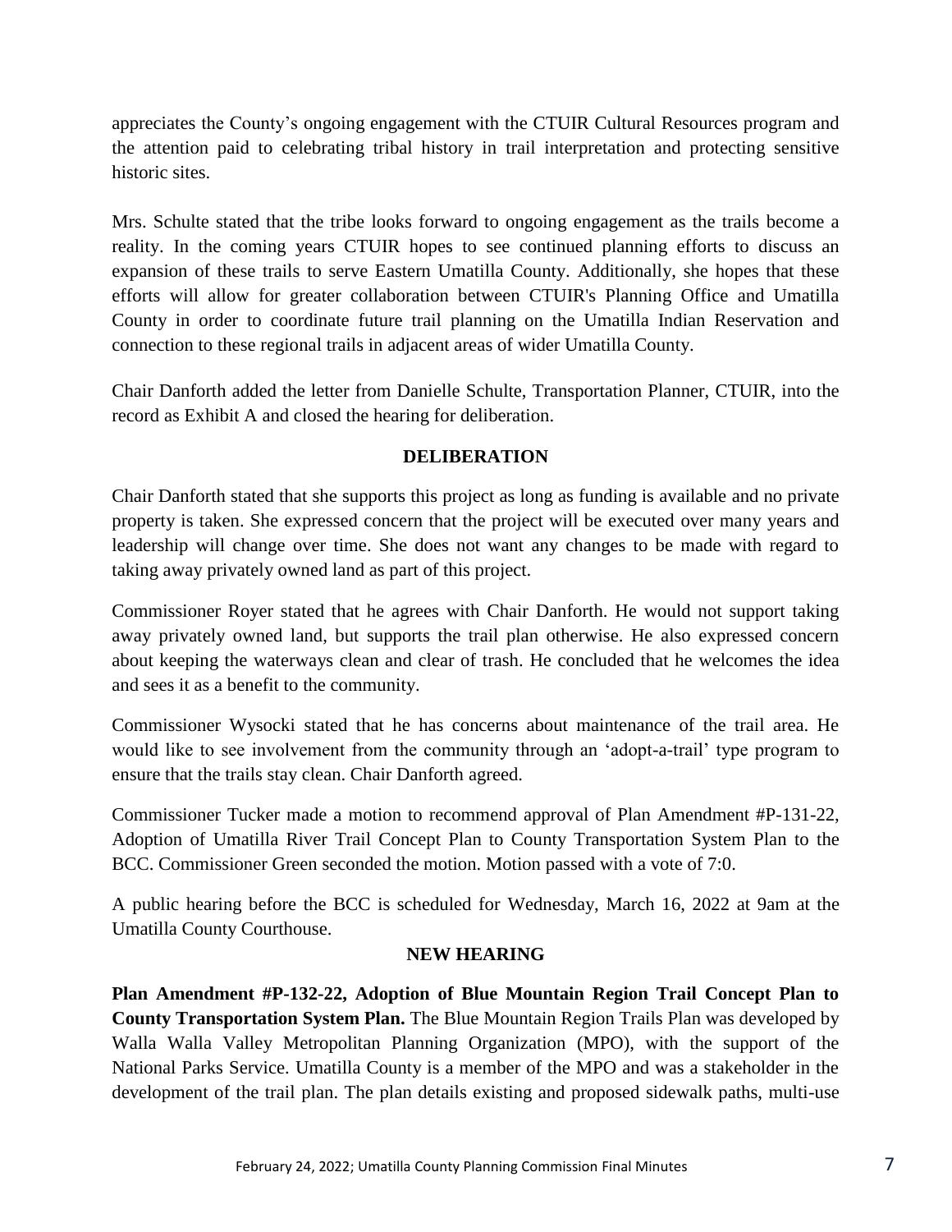appreciates the County's ongoing engagement with the CTUIR Cultural Resources program and the attention paid to celebrating tribal history in trail interpretation and protecting sensitive historic sites.

Mrs. Schulte stated that the tribe looks forward to ongoing engagement as the trails become a reality. In the coming years CTUIR hopes to see continued planning efforts to discuss an expansion of these trails to serve Eastern Umatilla County. Additionally, she hopes that these efforts will allow for greater collaboration between CTUIR's Planning Office and Umatilla County in order to coordinate future trail planning on the Umatilla Indian Reservation and connection to these regional trails in adjacent areas of wider Umatilla County.

Chair Danforth added the letter from Danielle Schulte, Transportation Planner, CTUIR, into the record as Exhibit A and closed the hearing for deliberation.

**DELIBERATION**

Chair Danforth stated that she supports this project as long as funding is available and no private property is taken. She expressed concern that the project will be executed over many years and leadership will change over time. She does not want any changes to be made with regard to taking away privately owned land as part of this project.

Commissioner Royer stated that he agrees with Chair Danforth. He would not support taking away privately owned land, but supports the trail plan otherwise. He also expressed concern about keeping the waterways clean and clear of trash. He concluded that he welcomes the idea and sees it as a benefit to the community.

Commissioner Wysocki stated that he has concerns about maintenance of the trail area. He would like to see involvement from the community through an 'adopt-a-trail' type program to ensure that the trails stay clean. Chair Danforth agreed.

Commissioner Tucker made a motion to recommend approval of Plan Amendment #P-131-22, Adoption of Umatilla River Trail Concept Plan to County Transportation System Plan to the BCC. Commissioner Green seconded the motion. Motion passed with a vote of 7:0.

A public hearing before the BCC is scheduled for Wednesday, March 16, 2022 at 9am at the Umatilla County Courthouse.

**NEW HEARING**

**Plan Amendment #P-132-22, Adoption of Blue Mountain Region Trail Concept Plan to County Transportation System Plan.** The Blue Mountain Region Trails Plan was developed by Walla Walla Valley Metropolitan Planning Organization (MPO), with the support of the National Parks Service. Umatilla County is a member of the MPO and was a stakeholder in the development of the trail plan. The plan details existing and proposed sidewalk paths, multi-use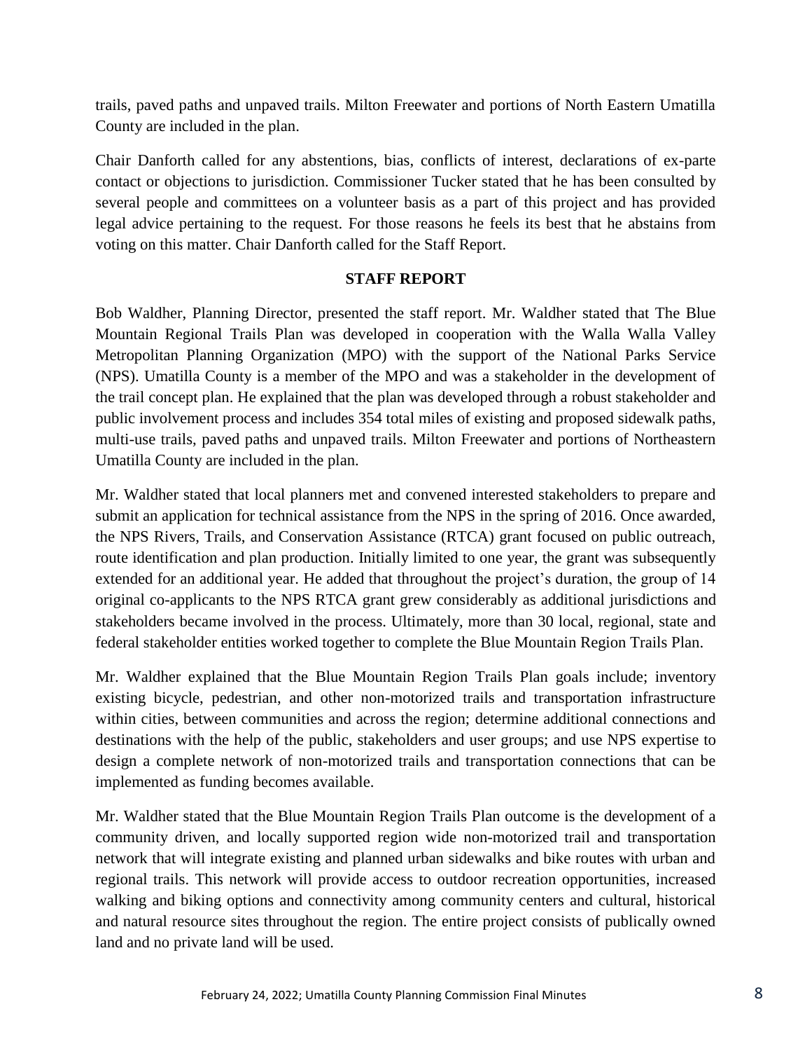trails, paved paths and unpaved trails. Milton Freewater and portions of North Eastern Umatilla County are included in the plan.

Chair Danforth called for any abstentions, bias, conflicts of interest, declarations of ex-parte contact or objections to jurisdiction. Commissioner Tucker stated that he has been consulted by several people and committees on a volunteer basis as a part of this project and has provided legal advice pertaining to the request. For those reasons he feels its best that he abstains from voting on this matter. Chair Danforth called for the Staff Report.

**STAFF REPORT**

Bob Waldher, Planning Director, presented the staff report. Mr. Waldher stated that The Blue Mountain Regional Trails Plan was developed in cooperation with the Walla Walla Valley Metropolitan Planning Organization (MPO) with the support of the National Parks Service (NPS). Umatilla County is a member of the MPO and was a stakeholder in the development of the trail concept plan. He explained that the plan was developed through a robust stakeholder and public involvement process and includes 354 total miles of existing and proposed sidewalk paths, multi-use trails, paved paths and unpaved trails. Milton Freewater and portions of Northeastern Umatilla County are included in the plan.

Mr. Waldher stated that local planners met and convened interested stakeholders to prepare and submit an application for technical assistance from the NPS in the spring of 2016. Once awarded, the NPS Rivers, Trails, and Conservation Assistance (RTCA) grant focused on public outreach, route identification and plan production. Initially limited to one year, the grant was subsequently extended for an additional year. He added that throughout the project's duration, the group of 14 original co-applicants to the NPS RTCA grant grew considerably as additional jurisdictions and stakeholders became involved in the process. Ultimately, more than 30 local, regional, state and federal stakeholder entities worked together to complete the Blue Mountain Region Trails Plan.

Mr. Waldher explained that the Blue Mountain Region Trails Plan goals include; inventory existing bicycle, pedestrian, and other non-motorized trails and transportation infrastructure within cities, between communities and across the region; determine additional connections and destinations with the help of the public, stakeholders and user groups; and use NPS expertise to design a complete network of non-motorized trails and transportation connections that can be implemented as funding becomes available.

Mr. Waldher stated that the Blue Mountain Region Trails Plan outcome is the development of a community driven, and locally supported region wide non-motorized trail and transportation network that will integrate existing and planned urban sidewalks and bike routes with urban and regional trails. This network will provide access to outdoor recreation opportunities, increased walking and biking options and connectivity among community centers and cultural, historical and natural resource sites throughout the region. The entire project consists of publically owned land and no private land will be used.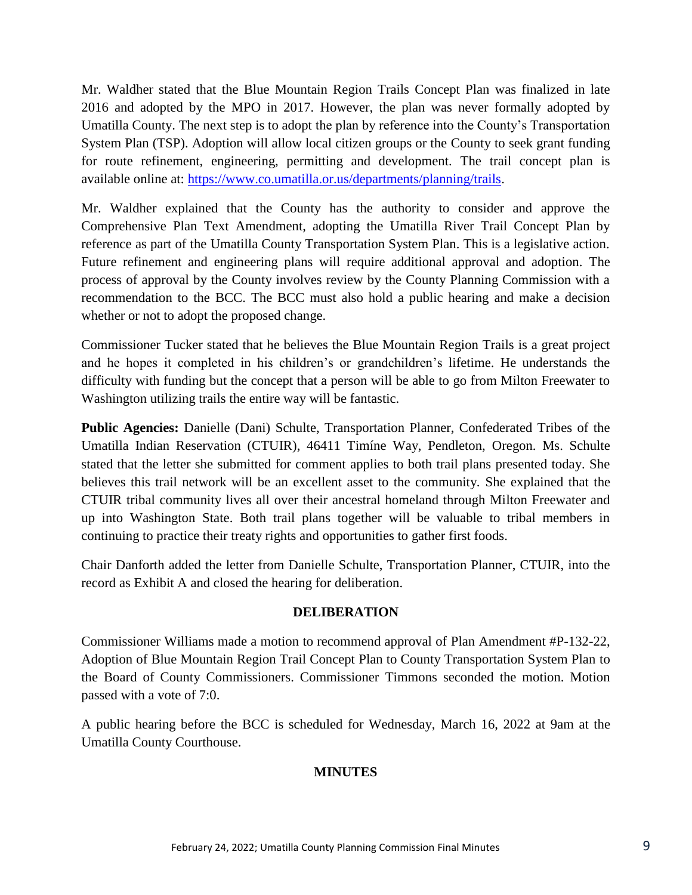Mr. Waldher stated that the Blue Mountain Region Trails Concept Plan was finalized in late 2016 and adopted by the MPO in 2017. However, the plan was never formally adopted by Umatilla County. The next step is to adopt the plan by reference into the County's Transportation System Plan (TSP). Adoption will allow local citizen groups or the County to seek grant funding for route refinement, engineering, permitting and development. The trail concept plan is available online at: https://www.co.umatilla.or.us/departments/planning/trails.

Mr. Waldher explained that the County has the authority to consider and approve the Comprehensive Plan Text Amendment, adopting the Umatilla River Trail Concept Plan by reference as part of the Umatilla County Transportation System Plan. This is a legislative action. Future refinement and engineering plans will require additional approval and adoption. The process of approval by the County involves review by the County Planning Commission with a recommendation to the BCC. The BCC must also hold a public hearing and make a decision whether or not to adopt the proposed change.

Commissioner Tucker stated that he believes the Blue Mountain Region Trails is a great project and he hopes it completed in his children's or grandchildren's lifetime. He understands the difficulty with funding but the concept that a person will be able to go from Milton Freewater to Washington utilizing trails the entire way will be fantastic.

**Public Agencies:** Danielle (Dani) Schulte, Transportation Planner, Confederated Tribes of the Umatilla Indian Reservation (CTUIR), 46411 Timíne Way, Pendleton, Oregon. Ms. Schulte stated that the letter she submitted for comment applies to both trail plans presented today. She believes this trail network will be an excellent asset to the community. She explained that the CTUIR tribal community lives all over their ancestral homeland through Milton Freewater and up into Washington State. Both trail plans together will be valuable to tribal members in continuing to practice their treaty rights and opportunities to gather first foods.

Chair Danforth added the letter from Danielle Schulte, Transportation Planner, CTUIR, into the record as Exhibit A and closed the hearing for deliberation.

**DELIBERATION**

Commissioner Williams made a motion to recommend approval of Plan Amendment #P-132-22, Adoption of Blue Mountain Region Trail Concept Plan to County Transportation System Plan to the Board of County Commissioners. Commissioner Timmons seconded the motion. Motion passed with a vote of 7:0.

A public hearing before the BCC is scheduled for Wednesday, March 16, 2022 at 9am at the Umatilla County Courthouse.

**MINUTES**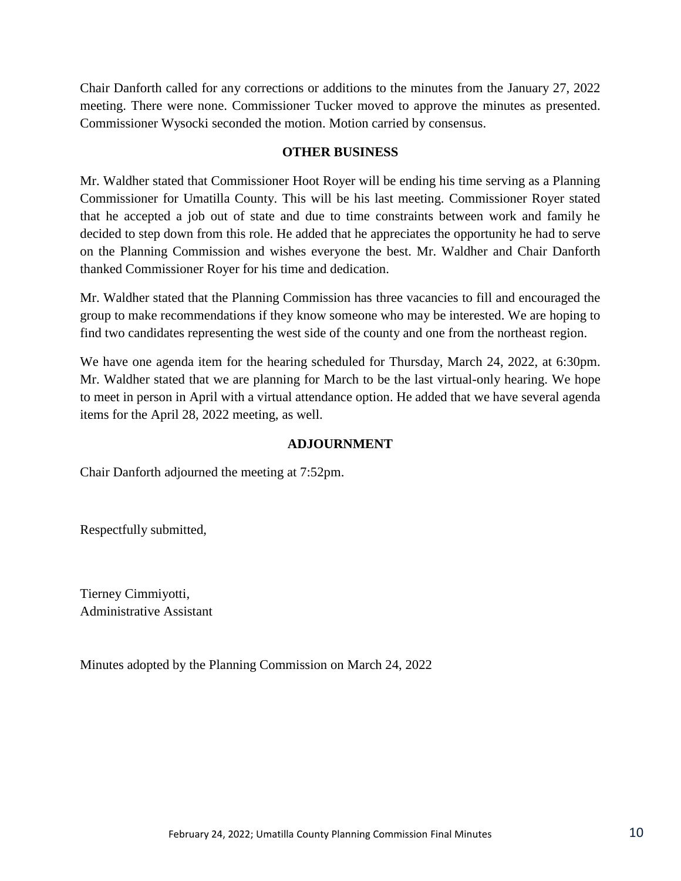Chair Danforth called for any corrections or additions to the minutes from the January 27, 2022 meeting. There were none. Commissioner Tucker moved to approve the minutes as presented. Commissioner Wysocki seconded the motion. Motion carried by consensus.

## OTHER BUSINESS

Mr. Waldher stated that Commissioner Hoot Royer will be ending his time serving as a Planning Commissioner for Umatilla County. This will be his last meeting. Commissioner Royer stated that he accepted a job out of state and due to time constraints between work and family he decided to step down from this role. He added that he appreciates the opportunity he had to serve on the Planning Commission and wishes everyone the best. Mr. Waldher and Chair Danforth thanked Commissioner Royer for his time and dedication.

Mr. Waldher stated that the Planning Commission has three vacancies to fill and encouraged the group to make recommendations if they know someone who may be interested. We are hoping to find two candidates representing the west side of the county and one from the northeast region.

We have one agenda item for the hearing scheduled for Thursday, March 24, 2022, at 6:30pm. Mr. Waldher stated that we are planning for March to be the last virtual-only hearing. We hope to meet in person in April with a virtual attendance option. He added that we have several agenda items for the April 28, 2022 meeting, as well.

## ADJOURNMENT

Chair Danforth adjourned the meeting at 7:52pm.

Respectfully submitted,

Tierney Cimmiyotti,
Administrative Assistant

Minutes adopted by the Planning Commission on March 24, 2022